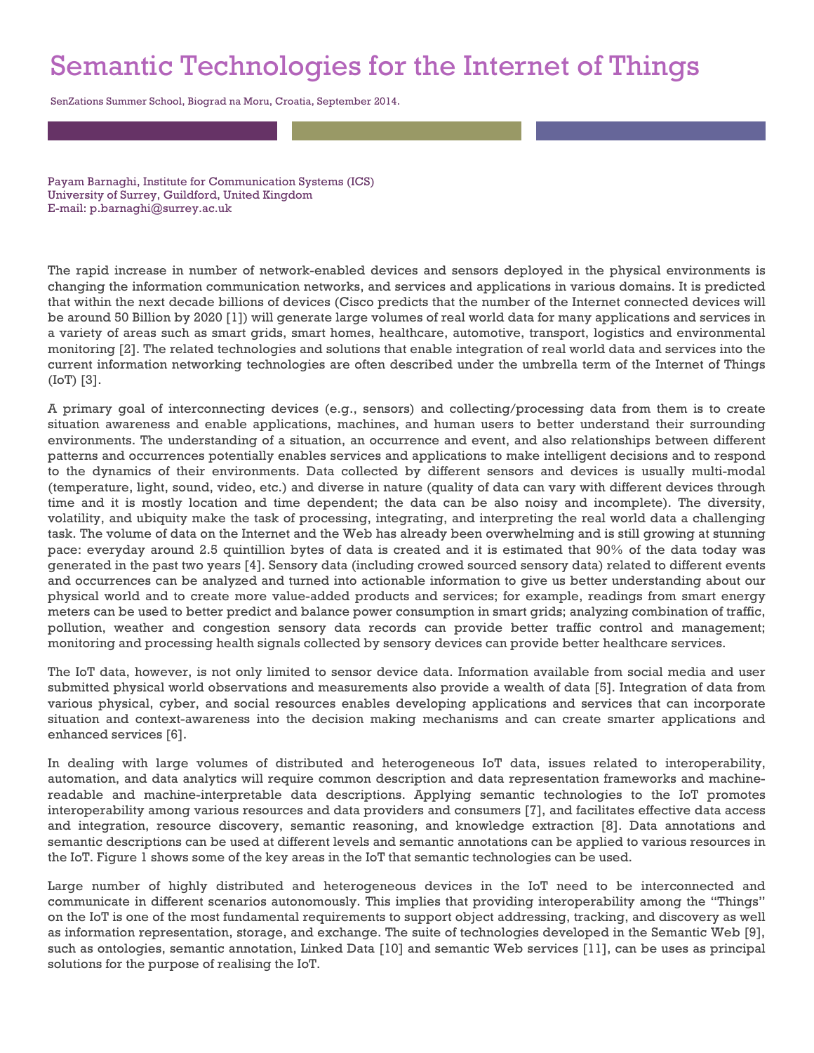# Semantic Technologies for the Internet of Things

SenZations Summer School, Biograd na Moru, Croatia, September 2014.

Payam Barnaghi, Institute for Communication Systems (ICS)
University of Surrey, Guildford, United Kingdom
E-mail: p.barnaghi@surrey.ac.uk

The rapid increase in number of network-enabled devices and sensors deployed in the physical environments is changing the information communication networks, and services and applications in various domains. It is predicted that within the next decade billions of devices (Cisco predicts that the number of the Internet connected devices will be around 50 Billion by 2020 [1]) will generate large volumes of real world data for many applications and services in a variety of areas such as smart grids, smart homes, healthcare, automotive, transport, logistics and environmental monitoring [2]. The related technologies and solutions that enable integration of real world data and services into the current information networking technologies are often described under the umbrella term of the Internet of Things (IoT) [3].

A primary goal of interconnecting devices (e.g., sensors) and collecting/processing data from them is to create situation awareness and enable applications, machines, and human users to better understand their surrounding environments. The understanding of a situation, an occurrence and event, and also relationships between different patterns and occurrences potentially enables services and applications to make intelligent decisions and to respond to the dynamics of their environments. Data collected by different sensors and devices is usually multi-modal (temperature, light, sound, video, etc.) and diverse in nature (quality of data can vary with different devices through time and it is mostly location and time dependent; the data can be also noisy and incomplete). The diversity, volatility, and ubiquity make the task of processing, integrating, and interpreting the real world data a challenging task. The volume of data on the Internet and the Web has already been overwhelming and is still growing at stunning pace: everyday around 2.5 quintillion bytes of data is created and it is estimated that 90% of the data today was generated in the past two years [4]. Sensory data (including crowed sourced sensory data) related to different events and occurrences can be analyzed and turned into actionable information to give us better understanding about our physical world and to create more value-added products and services; for example, readings from smart energy meters can be used to better predict and balance power consumption in smart grids; analyzing combination of traffic, pollution, weather and congestion sensory data records can provide better traffic control and management; monitoring and processing health signals collected by sensory devices can provide better healthcare services.

The IoT data, however, is not only limited to sensor device data. Information available from social media and user submitted physical world observations and measurements also provide a wealth of data [5]. Integration of data from various physical, cyber, and social resources enables developing applications and services that can incorporate situation and context-awareness into the decision making mechanisms and can create smarter applications and enhanced services [6].

In dealing with large volumes of distributed and heterogeneous IoT data, issues related to interoperability, automation, and data analytics will require common description and data representation frameworks and machine-readable and machine-interpretable data descriptions. Applying semantic technologies to the IoT promotes interoperability among various resources and data providers and consumers [7], and facilitates effective data access and integration, resource discovery, semantic reasoning, and knowledge extraction [8]. Data annotations and semantic descriptions can be used at different levels and semantic annotations can be applied to various resources in the IoT. Figure 1 shows some of the key areas in the IoT that semantic technologies can be used.

Large number of highly distributed and heterogeneous devices in the IoT need to be interconnected and communicate in different scenarios autonomously. This implies that providing interoperability among the "Things" on the IoT is one of the most fundamental requirements to support object addressing, tracking, and discovery as well as information representation, storage, and exchange. The suite of technologies developed in the Semantic Web [9], such as ontologies, semantic annotation, Linked Data [10] and semantic Web services [11], can be uses as principal solutions for the purpose of realising the IoT.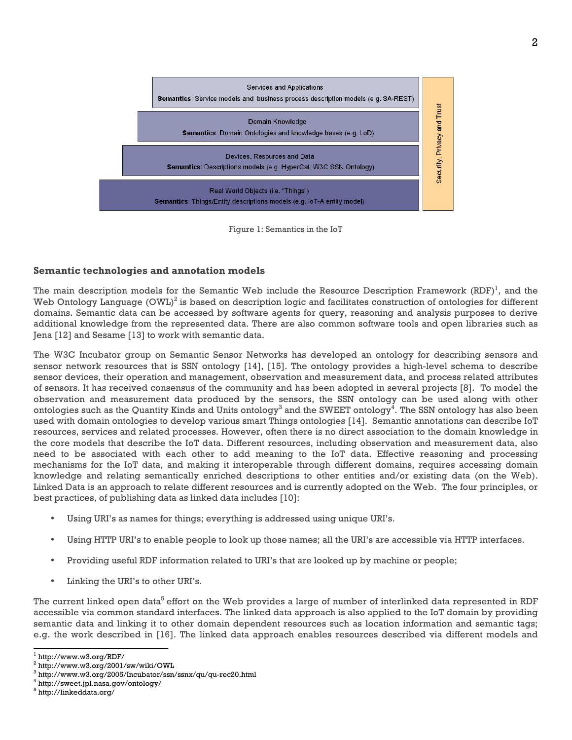Services and Applications

**Semantics**: Service models and business process description models (e.g. SA-REST)

Domain Knowledge

**Semantics**: Domain Ontologies and knowledge bases (e.g. LoD)

Devices, Resources and Data

**Semantics**: Descriptions models (e.g. HyperCat, W3C SSN Ontology)

Real World Objects (i.e. "Things")

**Semantics**: Things/Entity descriptions models (e.g. IoT-A entity model)

Security, Privacy and Trust

Figure 1: Semantics in the IoT

## Semantic technologies and annotation models

The main description models for the Semantic Web include the Resource Description Framework (RDF)[1], and the Web Ontology Language (OWL)[2] is based on description logic and facilitates construction of ontologies for different domains. Semantic data can be accessed by software agents for query, reasoning and analysis purposes to derive additional knowledge from the represented data. There are also common software tools and open libraries such as Jena [12] and Sesame [13] to work with semantic data.

The W3C Incubator group on Semantic Sensor Networks has developed an ontology for describing sensors and sensor network resources that is SSN ontology [14], [15]. The ontology provides a high-level schema to describe sensor devices, their operation and management, observation and measurement data, and process related attributes of sensors. It has received consensus of the community and has been adopted in several projects [8]. To model the observation and measurement data produced by the sensors, the SSN ontology can be used along with other ontologies such as the Quantity Kinds and Units ontology[3] and the SWEET ontology[4]. The SSN ontology has also been used with domain ontologies to develop various smart Things ontologies [14]. Semantic annotations can describe IoT resources, services and related processes. However, often there is no direct association to the domain knowledge in the core models that describe the IoT data. Different resources, including observation and measurement data, also need to be associated with each other to add meaning to the IoT data. Effective reasoning and processing mechanisms for the IoT data, and making it interoperable through different domains, requires accessing domain knowledge and relating semantically enriched descriptions to other entities and/or existing data (on the Web). Linked Data is an approach to relate different resources and is currently adopted on the Web. The four principles, or best practices, of publishing data as linked data includes [10]:

- Using URI's as names for things; everything is addressed using unique URI's.
- Using HTTP URI's to enable people to look up those names; all the URI's are accessible via HTTP interfaces.
- Providing useful RDF information related to URI's that are looked up by machine or people;
- Linking the URI's to other URI's.

The current linked open data[5] effort on the Web provides a large of number of interlinked data represented in RDF accessible via common standard interfaces. The linked data approach is also applied to the IoT domain by providing semantic data and linking it to other domain dependent resources such as location information and semantic tags; e.g. the work described in [16]. The linked data approach enables resources described via different models and

[1] http://www.w3.org/RDF/
[2] http://www.w3.org/2001/sw/wiki/OWL
[3] http://www.w3.org/2005/Incubator/ssn/ssnx/qu/qu-rec20.html
[4] http://sweet.jpl.nasa.gov/ontology/
[5] http://linkeddata.org/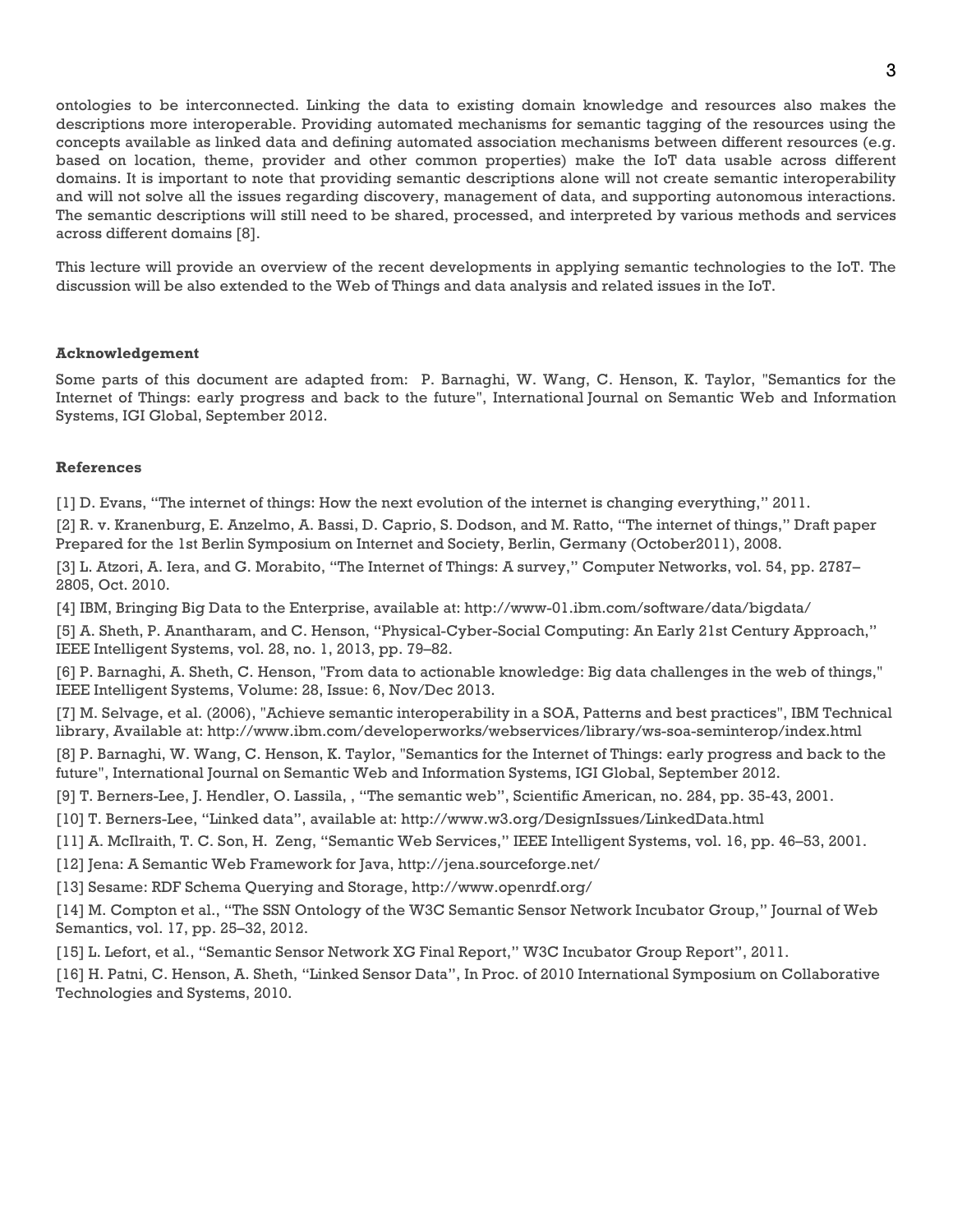ontologies to be interconnected. Linking the data to existing domain knowledge and resources also makes the descriptions more interoperable. Providing automated mechanisms for semantic tagging of the resources using the concepts available as linked data and defining automated association mechanisms between different resources (e.g. based on location, theme, provider and other common properties) make the IoT data usable across different domains. It is important to note that providing semantic descriptions alone will not create semantic interoperability and will not solve all the issues regarding discovery, management of data, and supporting autonomous interactions. The semantic descriptions will still need to be shared, processed, and interpreted by various methods and services across different domains [8].

This lecture will provide an overview of the recent developments in applying semantic technologies to the IoT. The discussion will be also extended to the Web of Things and data analysis and related issues in the IoT.

### Acknowledgement

Some parts of this document are adapted from: P. Barnaghi, W. Wang, C. Henson, K. Taylor, "Semantics for the Internet of Things: early progress and back to the future", International Journal on Semantic Web and Information Systems, IGI Global, September 2012.

### References

[1] D. Evans, "The internet of things: How the next evolution of the internet is changing everything," 2011.

[2] R. v. Kranenburg, E. Anzelmo, A. Bassi, D. Caprio, S. Dodson, and M. Ratto, "The internet of things," Draft paper Prepared for the 1st Berlin Symposium on Internet and Society, Berlin, Germany (October2011), 2008.

[3] L. Atzori, A. Iera, and G. Morabito, "The Internet of Things: A survey," Computer Networks, vol. 54, pp. 2787–2805, Oct. 2010.

[4] IBM, Bringing Big Data to the Enterprise, available at: http://www-01.ibm.com/software/data/bigdata/

[5] A. Sheth, P. Anantharam, and C. Henson, "Physical-Cyber-Social Computing: An Early 21st Century Approach," IEEE Intelligent Systems, vol. 28, no. 1, 2013, pp. 79–82.

[6] P. Barnaghi, A. Sheth, C. Henson, "From data to actionable knowledge: Big data challenges in the web of things," IEEE Intelligent Systems, Volume: 28, Issue: 6, Nov/Dec 2013.

[7] M. Selvage, et al. (2006), "Achieve semantic interoperability in a SOA, Patterns and best practices", IBM Technical library, Available at: http://www.ibm.com/developerworks/webservices/library/ws-soa-seminterop/index.html

[8] P. Barnaghi, W. Wang, C. Henson, K. Taylor, "Semantics for the Internet of Things: early progress and back to the future", International Journal on Semantic Web and Information Systems, IGI Global, September 2012.

[9] T. Berners-Lee, J. Hendler, O. Lassila, , "The semantic web", Scientific American, no. 284, pp. 35-43, 2001.

[10] T. Berners-Lee, "Linked data", available at: http://www.w3.org/DesignIssues/LinkedData.html

[11] A. McIlraith, T. C. Son, H. Zeng, "Semantic Web Services," IEEE Intelligent Systems, vol. 16, pp. 46–53, 2001.

[12] Jena: A Semantic Web Framework for Java, http://jena.sourceforge.net/

[13] Sesame: RDF Schema Querying and Storage, http://www.openrdf.org/

[14] M. Compton et al., "The SSN Ontology of the W3C Semantic Sensor Network Incubator Group," Journal of Web Semantics, vol. 17, pp. 25–32, 2012.

[15] L. Lefort, et al., "Semantic Sensor Network XG Final Report," W3C Incubator Group Report", 2011.

[16] H. Patni, C. Henson, A. Sheth, "Linked Sensor Data", In Proc. of 2010 International Symposium on Collaborative Technologies and Systems, 2010.